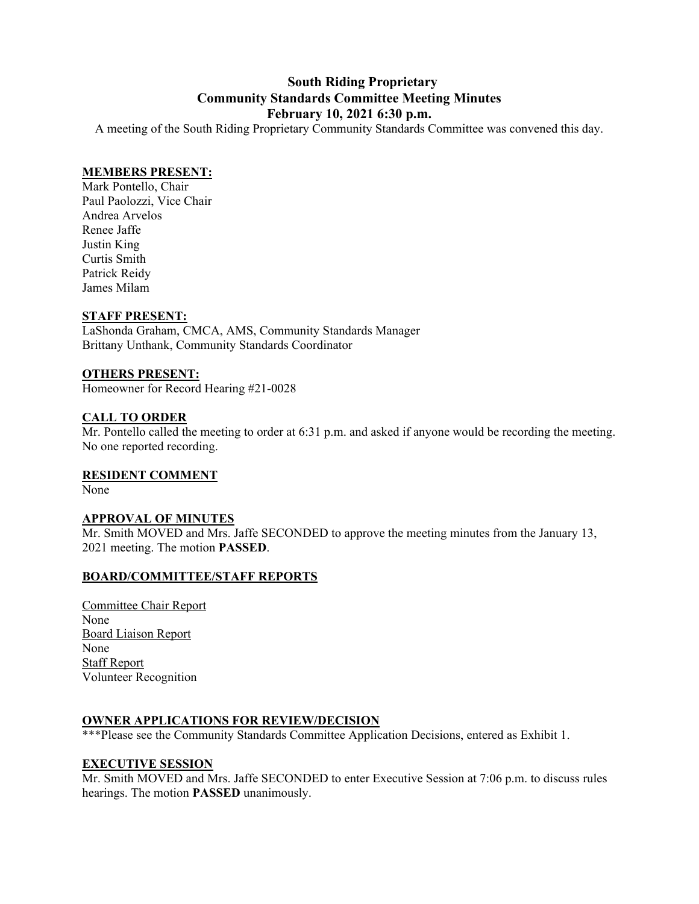# South Riding Proprietary
# Community Standards Committee Meeting Minutes
# February 10, 2021 6:30 p.m.

A meeting of the South Riding Proprietary Community Standards Committee was convened this day.

## MEMBERS PRESENT:

Mark Pontello, Chair
Paul Paolozzi, Vice Chair
Andrea Arvelos
Renee Jaffe
Justin King
Curtis Smith
Patrick Reidy
James Milam

## STAFF PRESENT:

LaShonda Graham, CMCA, AMS, Community Standards Manager
Brittany Unthank, Community Standards Coordinator

## OTHERS PRESENT:

Homeowner for Record Hearing #21-0028

## CALL TO ORDER

Mr. Pontello called the meeting to order at 6:31 p.m. and asked if anyone would be recording the meeting. No one reported recording.

## RESIDENT COMMENT

None

## APPROVAL OF MINUTES

Mr. Smith MOVED and Mrs. Jaffe SECONDED to approve the meeting minutes from the January 13, 2021 meeting. The motion **PASSED**.

## BOARD/COMMITTEE/STAFF REPORTS

Committee Chair Report
None
Board Liaison Report
None
Staff Report
Volunteer Recognition

## OWNER APPLICATIONS FOR REVIEW/DECISION

***Please see the Community Standards Committee Application Decisions, entered as Exhibit 1.

## EXECUTIVE SESSION

Mr. Smith MOVED and Mrs. Jaffe SECONDED to enter Executive Session at 7:06 p.m. to discuss rules hearings. The motion **PASSED** unanimously.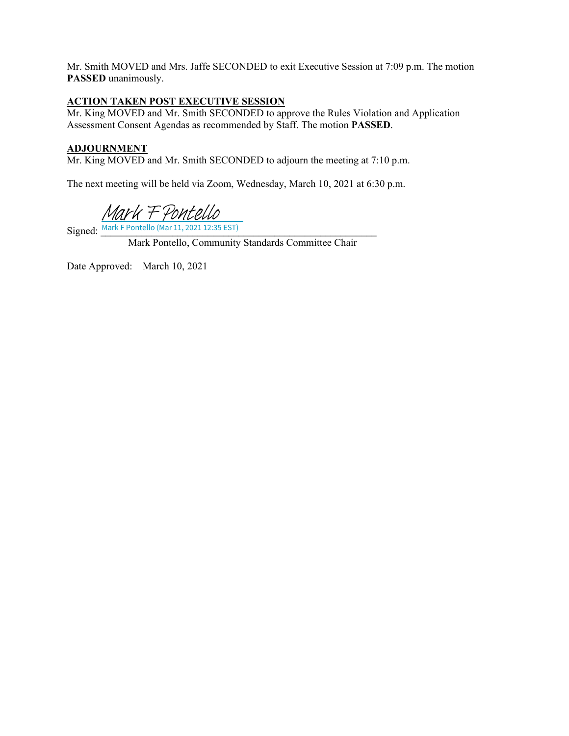Mr. Smith MOVED and Mrs. Jaffe SECONDED to exit Executive Session at 7:09 p.m. The motion **PASSED** unanimously.

**ACTION TAKEN POST EXECUTIVE SESSION**

Mr. King MOVED and Mr. Smith SECONDED to approve the Rules Violation and Application Assessment Consent Agendas as recommended by Staff. The motion **PASSED**.

**ADJOURNMENT**

Mr. King MOVED and Mr. Smith SECONDED to adjourn the meeting at 7:10 p.m.

The next meeting will be held via Zoom, Wednesday, March 10, 2021 at 6:30 p.m.

Signed: Mark F Pontello
Mark F Pontello (Mar 11, 2021 12:35 EST)
Mark Pontello, Community Standards Committee Chair

Date Approved: March 10, 2021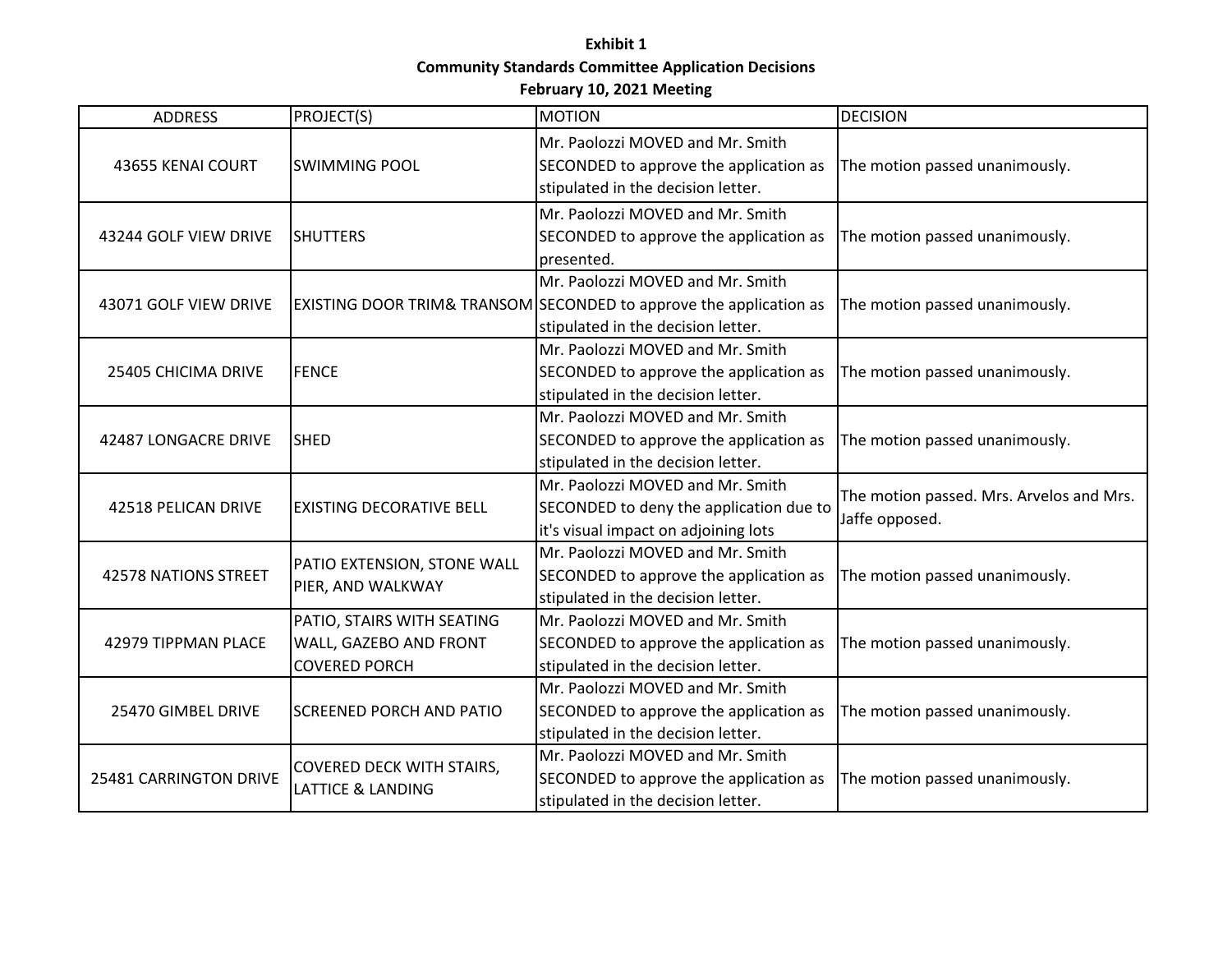**Exhibit 1**

**Community Standards Committee Application Decisions**

**February 10, 2021 Meeting**

| ADDRESS | PROJECT(S) | MOTION | DECISION |
|---|---|---|---|
| 43655 KENAI COURT | SWIMMING POOL | Mr. Paolozzi MOVED and Mr. Smith SECONDED to approve the application as stipulated in the decision letter. | The motion passed unanimously. |
| 43244 GOLF VIEW DRIVE | SHUTTERS | Mr. Paolozzi MOVED and Mr. Smith SECONDED to approve the application as presented. | The motion passed unanimously. |
| 43071 GOLF VIEW DRIVE | EXISTING DOOR TRIM& TRANSOM | Mr. Paolozzi MOVED and Mr. Smith SECONDED to approve the application as stipulated in the decision letter. | The motion passed unanimously. |
| 25405 CHICIMA DRIVE | FENCE | Mr. Paolozzi MOVED and Mr. Smith SECONDED to approve the application as stipulated in the decision letter. | The motion passed unanimously. |
| 42487 LONGACRE DRIVE | SHED | Mr. Paolozzi MOVED and Mr. Smith SECONDED to approve the application as stipulated in the decision letter. | The motion passed unanimously. |
| 42518 PELICAN DRIVE | EXISTING DECORATIVE BELL | Mr. Paolozzi MOVED and Mr. Smith SECONDED to deny the application due to it's visual impact on adjoining lots | The motion passed. Mrs. Arvelos and Mrs. Jaffe opposed. |
| 42578 NATIONS STREET | PATIO EXTENSION, STONE WALL PIER, AND WALKWAY | Mr. Paolozzi MOVED and Mr. Smith SECONDED to approve the application as stipulated in the decision letter. | The motion passed unanimously. |
| 42979 TIPPMAN PLACE | PATIO, STAIRS WITH SEATING WALL, GAZEBO AND FRONT COVERED PORCH | Mr. Paolozzi MOVED and Mr. Smith SECONDED to approve the application as stipulated in the decision letter. | The motion passed unanimously. |
| 25470 GIMBEL DRIVE | SCREENED PORCH AND PATIO | Mr. Paolozzi MOVED and Mr. Smith SECONDED to approve the application as stipulated in the decision letter. | The motion passed unanimously. |
| 25481 CARRINGTON DRIVE | COVERED DECK WITH STAIRS, LATTICE & LANDING | Mr. Paolozzi MOVED and Mr. Smith SECONDED to approve the application as stipulated in the decision letter. | The motion passed unanimously. |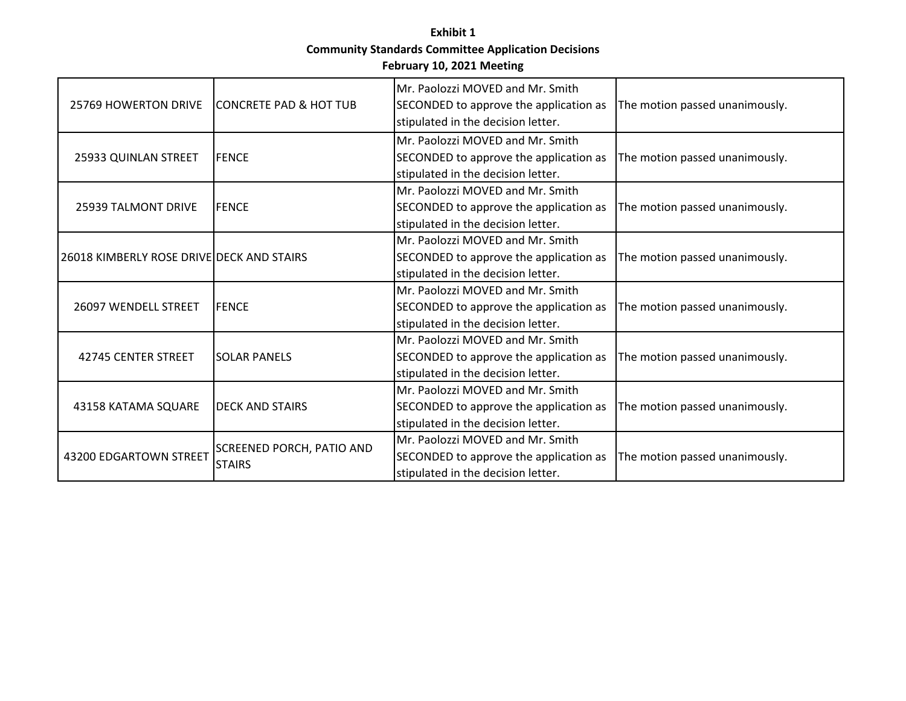**Exhibit 1**

**Community Standards Committee Application Decisions**

**February 10, 2021 Meeting**

| | | | |
|---|---|---|---|
| 25769 HOWERTON DRIVE | CONCRETE PAD & HOT TUB | Mr. Paolozzi MOVED and Mr. Smith SECONDED to approve the application as stipulated in the decision letter. | The motion passed unanimously. |
| 25933 QUINLAN STREET | FENCE | Mr. Paolozzi MOVED and Mr. Smith SECONDED to approve the application as stipulated in the decision letter. | The motion passed unanimously. |
| 25939 TALMONT DRIVE | FENCE | Mr. Paolozzi MOVED and Mr. Smith SECONDED to approve the application as stipulated in the decision letter. | The motion passed unanimously. |
| 26018 KIMBERLY ROSE DRIVE | DECK AND STAIRS | Mr. Paolozzi MOVED and Mr. Smith SECONDED to approve the application as stipulated in the decision letter. | The motion passed unanimously. |
| 26097 WENDELL STREET | FENCE | Mr. Paolozzi MOVED and Mr. Smith SECONDED to approve the application as stipulated in the decision letter. | The motion passed unanimously. |
| 42745 CENTER STREET | SOLAR PANELS | Mr. Paolozzi MOVED and Mr. Smith SECONDED to approve the application as stipulated in the decision letter. | The motion passed unanimously. |
| 43158 KATAMA SQUARE | DECK AND STAIRS | Mr. Paolozzi MOVED and Mr. Smith SECONDED to approve the application as stipulated in the decision letter. | The motion passed unanimously. |
| 43200 EDGARTOWN STREET | SCREENED PORCH, PATIO AND STAIRS | Mr. Paolozzi MOVED and Mr. Smith SECONDED to approve the application as stipulated in the decision letter. | The motion passed unanimously. |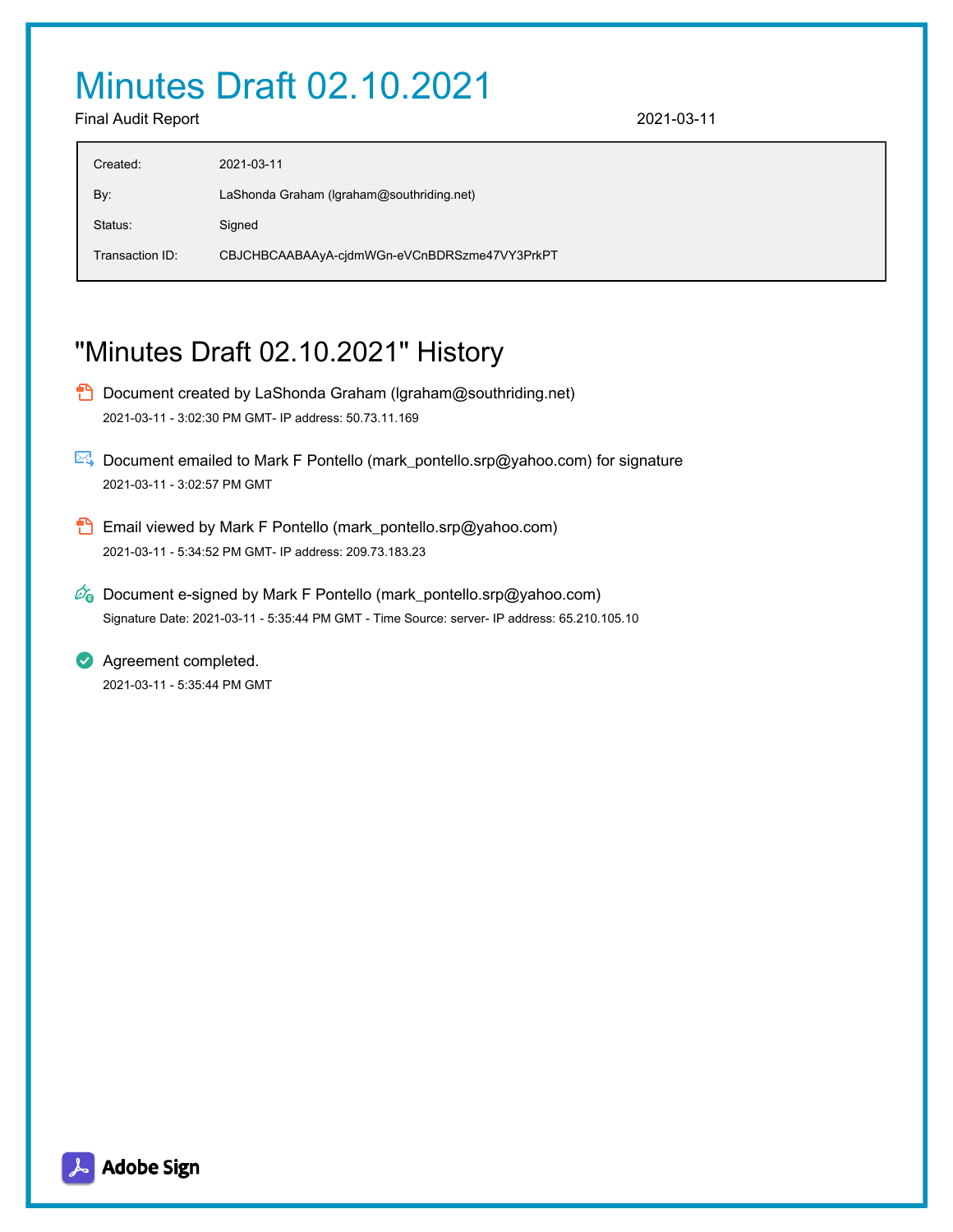# Minutes Draft 02.10.2021

Final Audit Report 2021-03-11

| | |
|---|---|
| Created: | 2021-03-11 |
| By: | LaShonda Graham (lgraham@southriding.net) |
| Status: | Signed |
| Transaction ID: | CBJCHBCAABAAyA-cjdmWGn-eVCnBDRSzme47VY3PrkPT |

## "Minutes Draft 02.10.2021" History

- Document created by LaShonda Graham (lgraham@southriding.net)
  2021-03-11 - 3:02:30 PM GMT- IP address: 50.73.11.169

- Document emailed to Mark F Pontello (mark_pontello.srp@yahoo.com) for signature
  2021-03-11 - 3:02:57 PM GMT

- Email viewed by Mark F Pontello (mark_pontello.srp@yahoo.com)
  2021-03-11 - 5:34:52 PM GMT- IP address: 209.73.183.23

- Document e-signed by Mark F Pontello (mark_pontello.srp@yahoo.com)
  Signature Date: 2021-03-11 - 5:35:44 PM GMT - Time Source: server- IP address: 65.210.105.10

- Agreement completed.
  2021-03-11 - 5:35:44 PM GMT

Adobe Sign